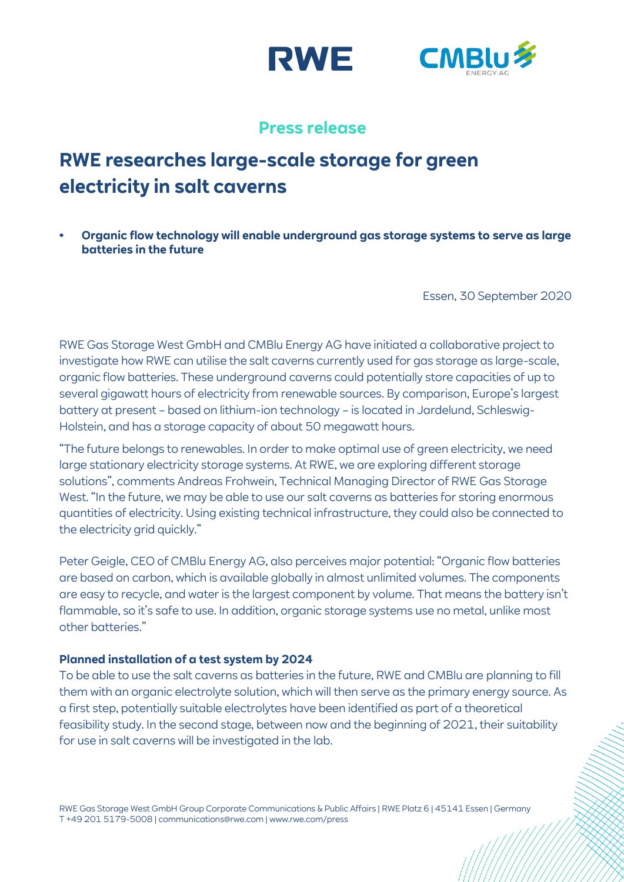**Press release**

# RWE researches large-scale storage for green electricity in salt caverns

- **Organic flow technology will enable underground gas storage systems to serve as large batteries in the future**

Essen, 30 September 2020

RWE Gas Storage West GmbH and CMBlu Energy AG have initiated a collaborative project to investigate how RWE can utilise the salt caverns currently used for gas storage as large-scale, organic flow batteries. These underground caverns could potentially store capacities of up to several gigawatt hours of electricity from renewable sources. By comparison, Europe's largest battery at present – based on lithium-ion technology – is located in Jardelund, Schleswig-Holstein, and has a storage capacity of about 50 megawatt hours.

"The future belongs to renewables. In order to make optimal use of green electricity, we need large stationary electricity storage systems. At RWE, we are exploring different storage solutions", comments Andreas Frohwein, Technical Managing Director of RWE Gas Storage West. "In the future, we may be able to use our salt caverns as batteries for storing enormous quantities of electricity. Using existing technical infrastructure, they could also be connected to the electricity grid quickly."

Peter Geigle, CEO of CMBlu Energy AG, also perceives major potential: "Organic flow batteries are based on carbon, which is available globally in almost unlimited volumes. The components are easy to recycle, and water is the largest component by volume. That means the battery isn't flammable, so it's safe to use. In addition, organic storage systems use no metal, unlike most other batteries."

**Planned installation of a test system by 2024**

To be able to use the salt caverns as batteries in the future, RWE and CMBlu are planning to fill them with an organic electrolyte solution, which will then serve as the primary energy source. As a first step, potentially suitable electrolytes have been identified as part of a theoretical feasibility study. In the second stage, between now and the beginning of 2021, their suitability for use in salt caverns will be investigated in the lab.

RWE Gas Storage West GmbH Group Corporate Communications & Public Affairs | RWE Platz 6 | 45141 Essen | Germany
T +49 201 5179-5008 | communications@rwe.com | www.rwe.com/press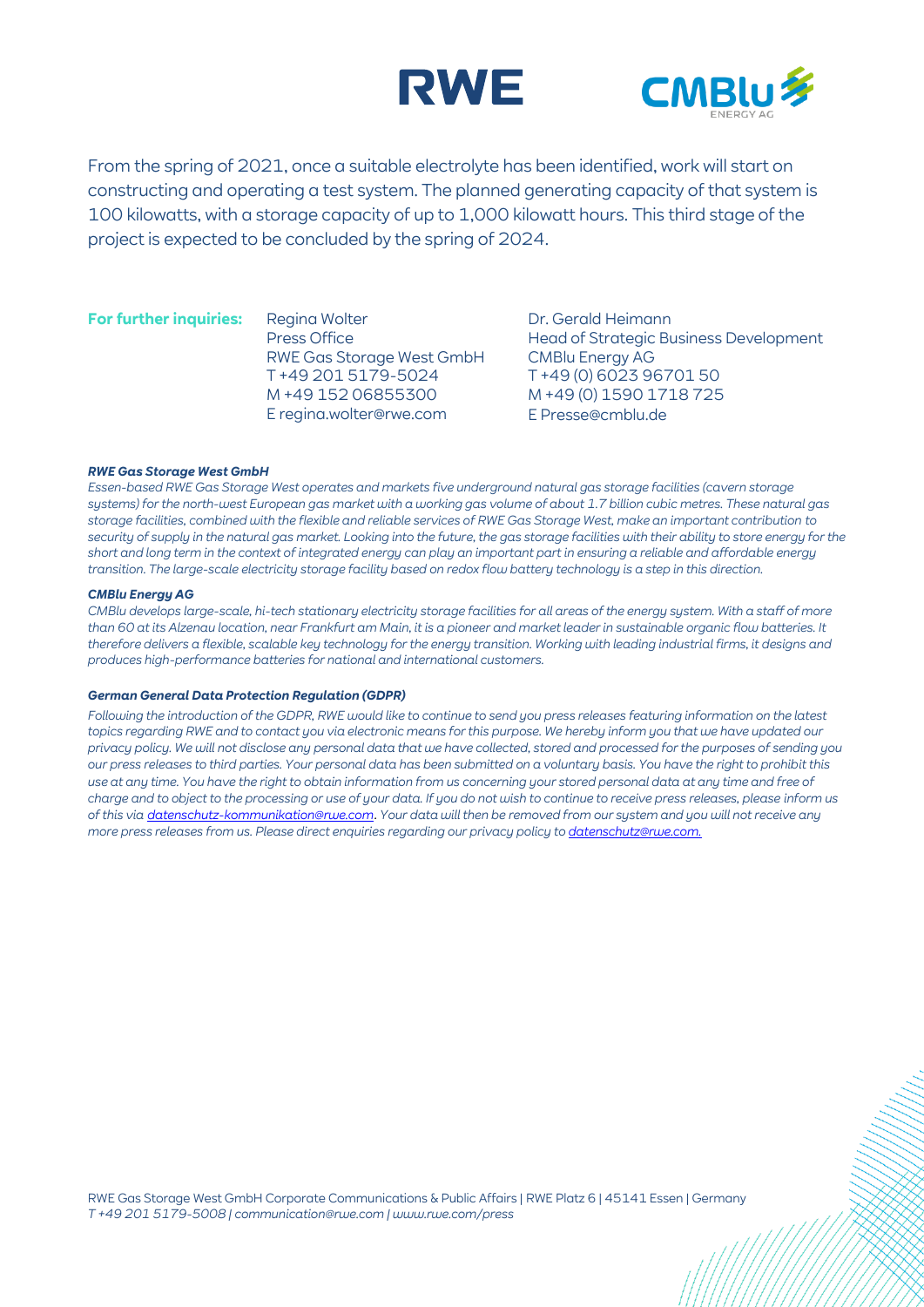From the spring of 2021, once a suitable electrolyte has been identified, work will start on constructing and operating a test system. The planned generating capacity of that system is 100 kilowatts, with a storage capacity of up to 1,000 kilowatt hours. This third stage of the project is expected to be concluded by the spring of 2024.

**For further inquiries:**

Regina Wolter
Press Office
RWE Gas Storage West GmbH
T +49 201 5179-5024
M +49 152 06855300
E regina.wolter@rwe.com

Dr. Gerald Heimann
Head of Strategic Business Development
CMBlu Energy AG
T +49 (0) 6023 96701 50
M +49 (0) 1590 1718 725
E Presse@cmblu.de

***RWE Gas Storage West GmbH***

*Essen-based RWE Gas Storage West operates and markets five underground natural gas storage facilities (cavern storage systems) for the north-west European gas market with a working gas volume of about 1.7 billion cubic metres. These natural gas storage facilities, combined with the flexible and reliable services of RWE Gas Storage West, make an important contribution to security of supply in the natural gas market. Looking into the future, the gas storage facilities with their ability to store energy for the short and long term in the context of integrated energy can play an important part in ensuring a reliable and affordable energy transition. The large-scale electricity storage facility based on redox flow battery technology is a step in this direction.*

***CMBlu Energy AG***

*CMBlu develops large-scale, hi-tech stationary electricity storage facilities for all areas of the energy system. With a staff of more than 60 at its Alzenau location, near Frankfurt am Main, it is a pioneer and market leader in sustainable organic flow batteries. It therefore delivers a flexible, scalable key technology for the energy transition. Working with leading industrial firms, it designs and produces high-performance batteries for national and international customers.*

***German General Data Protection Regulation (GDPR)***

*Following the introduction of the GDPR, RWE would like to continue to send you press releases featuring information on the latest topics regarding RWE and to contact you via electronic means for this purpose. We hereby inform you that we have updated our privacy policy. We will not disclose any personal data that we have collected, stored and processed for the purposes of sending you our press releases to third parties. Your personal data has been submitted on a voluntary basis. You have the right to prohibit this use at any time. You have the right to obtain information from us concerning your stored personal data at any time and free of charge and to object to the processing or use of your data. If you do not wish to continue to receive press releases, please inform us of this via datenschutz-kommunikation@rwe.com. Your data will then be removed from our system and you will not receive any more press releases from us. Please direct enquiries regarding our privacy policy to datenschutz@rwe.com.*

RWE Gas Storage West GmbH Corporate Communications & Public Affairs | RWE Platz 6 | 45141 Essen | Germany
*T +49 201 5179-5008 | communication@rwe.com | www.rwe.com/press*